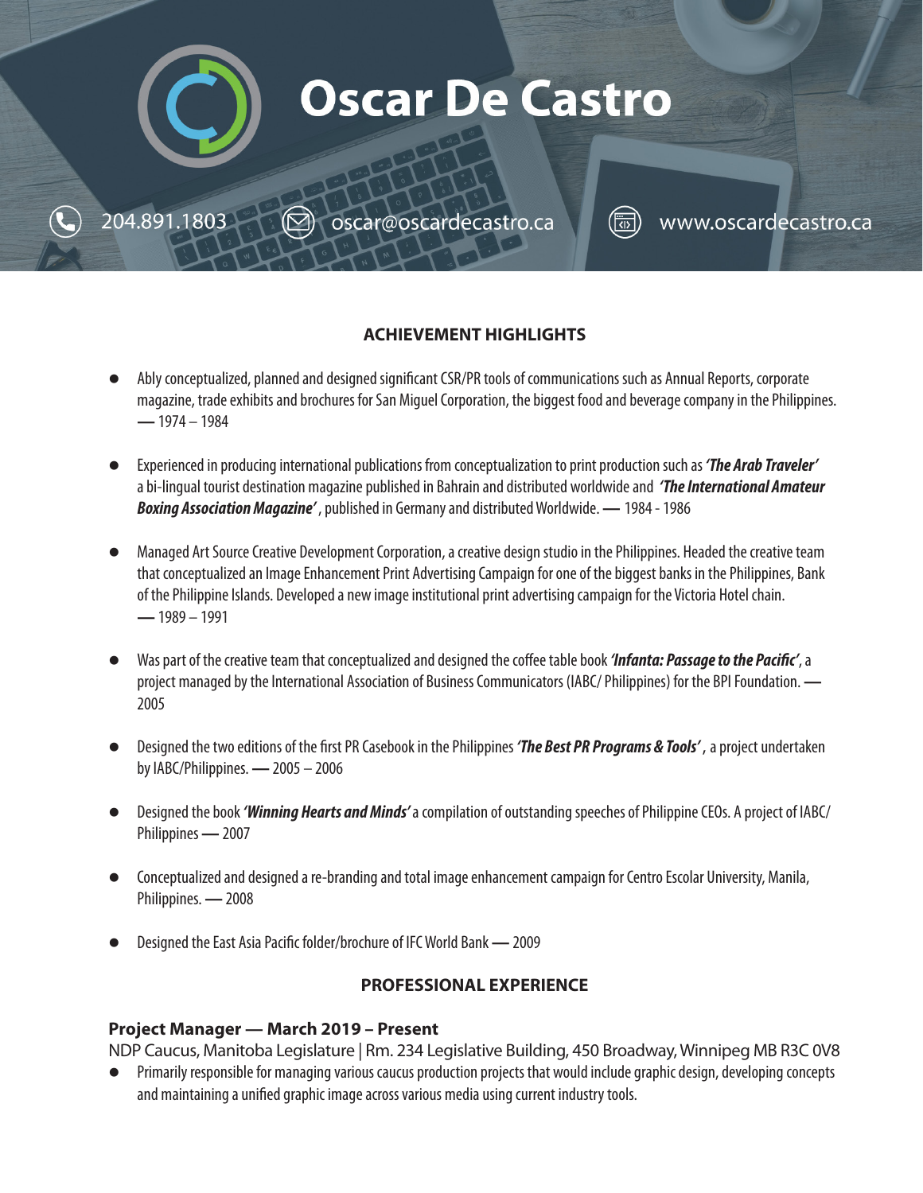# Oscar De Castro

204.891.1803 | oscar@oscardecastro.ca | www.oscardecastro.ca

## ACHIEVEMENT HIGHLIGHTS

- Ably conceptualized, planned and designed significant CSR/PR tools of communications such as Annual Reports, corporate magazine, trade exhibits and brochures for San Miguel Corporation, the biggest food and beverage company in the Philippines. — 1974 – 1984
- Experienced in producing international publications from conceptualization to print production such as ***'The Arab Traveler'*** a bi-lingual tourist destination magazine published in Bahrain and distributed worldwide and ***'The International Amateur Boxing Association Magazine'***, published in Germany and distributed Worldwide. — 1984 - 1986
- Managed Art Source Creative Development Corporation, a creative design studio in the Philippines. Headed the creative team that conceptualized an Image Enhancement Print Advertising Campaign for one of the biggest banks in the Philippines, Bank of the Philippine Islands. Developed a new image institutional print advertising campaign for the Victoria Hotel chain. — 1989 – 1991
- Was part of the creative team that conceptualized and designed the coffee table book ***'Infanta: Passage to the Pacific'***, a project managed by the International Association of Business Communicators (IABC/ Philippines) for the BPI Foundation. — 2005
- Designed the two editions of the first PR Casebook in the Philippines ***'The Best PR Programs & Tools'***, a project undertaken by IABC/Philippines. — 2005 – 2006
- Designed the book ***'Winning Hearts and Minds'*** a compilation of outstanding speeches of Philippine CEOs. A project of IABC/ Philippines — 2007
- Conceptualized and designed a re-branding and total image enhancement campaign for Centro Escolar University, Manila, Philippines. — 2008
- Designed the East Asia Pacific folder/brochure of IFC World Bank — 2009

## PROFESSIONAL EXPERIENCE

**Project Manager — March 2019 – Present**
NDP Caucus, Manitoba Legislature | Rm. 234 Legislative Building, 450 Broadway, Winnipeg MB R3C 0V8

- Primarily responsible for managing various caucus production projects that would include graphic design, developing concepts and maintaining a unified graphic image across various media using current industry tools.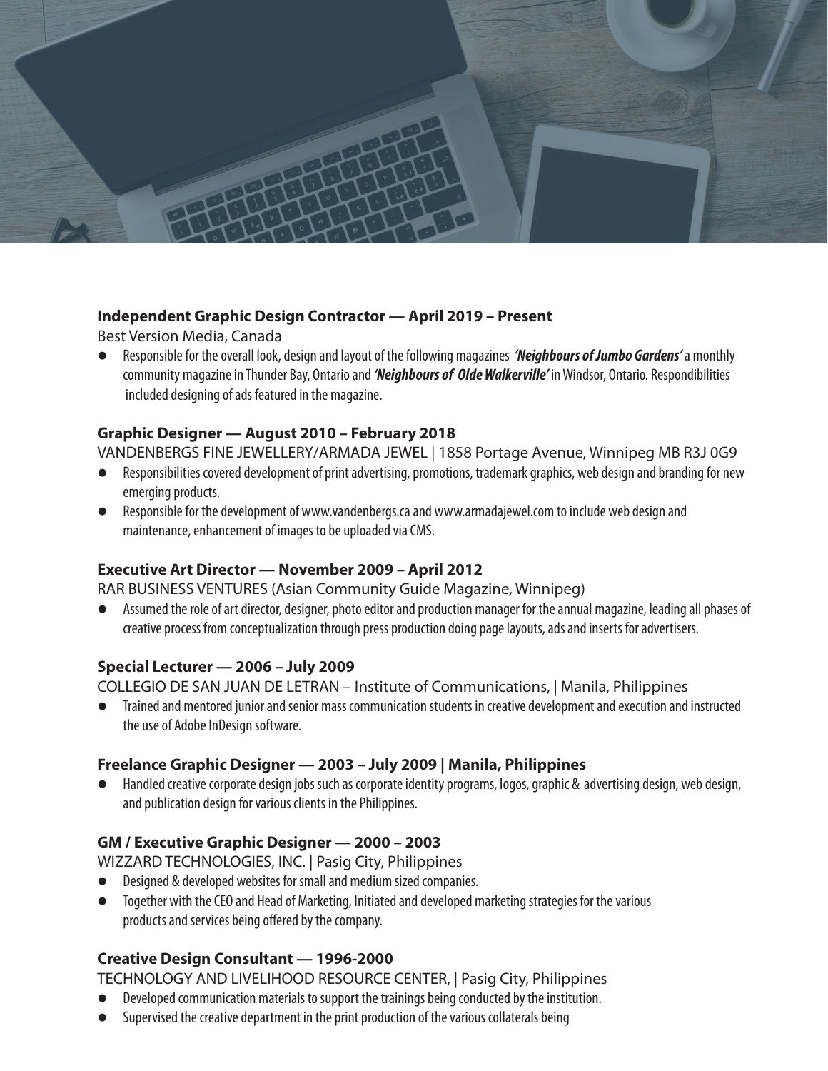**Independent Graphic Design Contractor — April 2019 – Present**

Best Version Media, Canada

- Responsible for the overall look, design and layout of the following magazines ***'Neighbours of Jumbo Gardens'*** a monthly community magazine in Thunder Bay, Ontario and ***'Neighbours of Olde Walkerville'*** in Windsor, Ontario. Respondibilities included designing of ads featured in the magazine.

**Graphic Designer — August 2010 – February 2018**

VANDENBERGS FINE JEWELLERY/ARMADA JEWEL | 1858 Portage Avenue, Winnipeg MB R3J 0G9

- Responsibilities covered development of print advertising, promotions, trademark graphics, web design and branding for new emerging products.
- Responsible for the development of www.vandenbergs.ca and www.armadajewel.com to include web design and maintenance, enhancement of images to be uploaded via CMS.

**Executive Art Director — November 2009 – April 2012**

RAR BUSINESS VENTURES (Asian Community Guide Magazine, Winnipeg)

- Assumed the role of art director, designer, photo editor and production manager for the annual magazine, leading all phases of creative process from conceptualization through press production doing page layouts, ads and inserts for advertisers.

**Special Lecturer — 2006 – July 2009**

COLLEGIO DE SAN JUAN DE LETRAN – Institute of Communications, | Manila, Philippines

- Trained and mentored junior and senior mass communication students in creative development and execution and instructed the use of Adobe InDesign software.

**Freelance Graphic Designer — 2003 – July 2009 | Manila, Philippines**

- Handled creative corporate design jobs such as corporate identity programs, logos, graphic & advertising design, web design, and publication design for various clients in the Philippines.

**GM / Executive Graphic Designer — 2000 – 2003**

WIZZARD TECHNOLOGIES, INC. | Pasig City, Philippines

- Designed & developed websites for small and medium sized companies.
- Together with the CEO and Head of Marketing, Initiated and developed marketing strategies for the various products and services being offered by the company.

**Creative Design Consultant — 1996-2000**

TECHNOLOGY AND LIVELIHOOD RESOURCE CENTER, | Pasig City, Philippines

- Developed communication materials to support the trainings being conducted by the institution.
- Supervised the creative department in the print production of the various collaterals being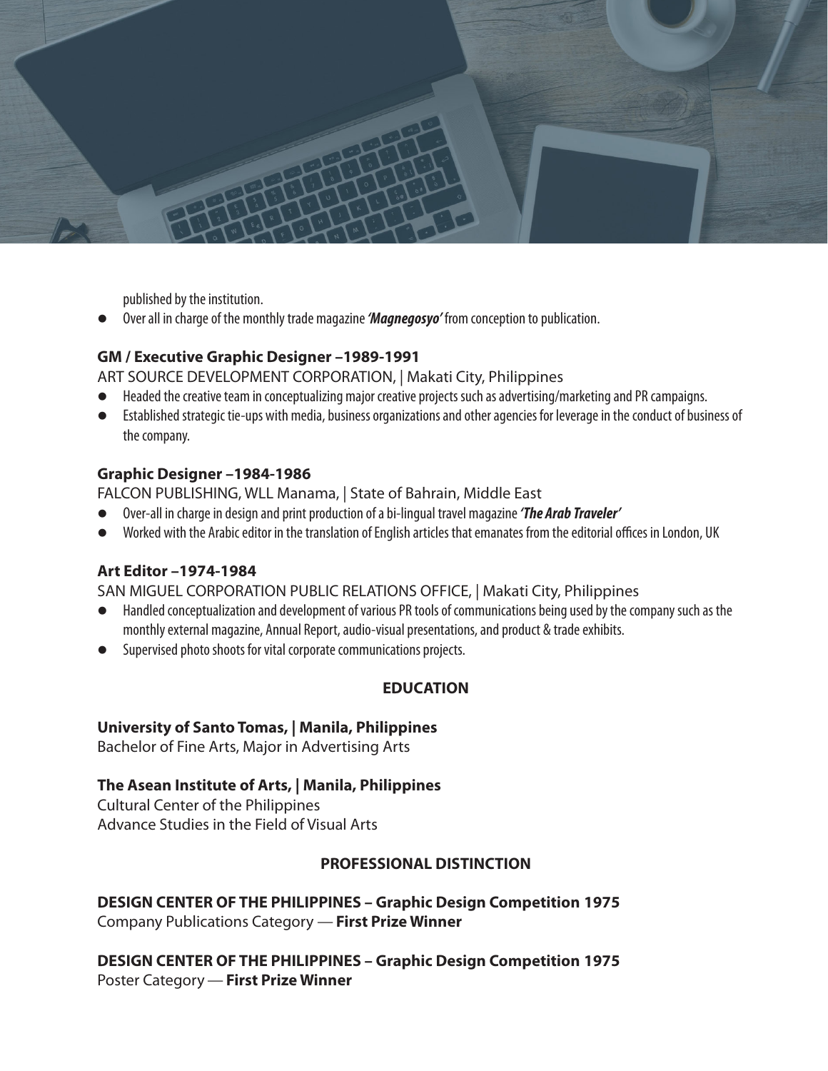published by the institution.

- Over all in charge of the monthly trade magazine ***'Magnegosyo'*** from conception to publication.

**GM / Executive Graphic Designer –1989-1991**

ART SOURCE DEVELOPMENT CORPORATION, | Makati City, Philippines

- Headed the creative team in conceptualizing major creative projects such as advertising/marketing and PR campaigns.
- Established strategic tie-ups with media, business organizations and other agencies for leverage in the conduct of business of the company.

**Graphic Designer –1984-1986**

FALCON PUBLISHING, WLL Manama, | State of Bahrain, Middle East

- Over-all in charge in design and print production of a bi-lingual travel magazine ***'The Arab Traveler'***
- Worked with the Arabic editor in the translation of English articles that emanates from the editorial offices in London, UK

**Art Editor –1974-1984**

SAN MIGUEL CORPORATION PUBLIC RELATIONS OFFICE, | Makati City, Philippines

- Handled conceptualization and development of various PR tools of communications being used by the company such as the monthly external magazine, Annual Report, audio-visual presentations, and product & trade exhibits.
- Supervised photo shoots for vital corporate communications projects.

## EDUCATION

**University of Santo Tomas, | Manila, Philippines**

Bachelor of Fine Arts, Major in Advertising Arts

**The Asean Institute of Arts, | Manila, Philippines**

Cultural Center of the Philippines

Advance Studies in the Field of Visual Arts

## PROFESSIONAL DISTINCTION

**DESIGN CENTER OF THE PHILIPPINES – Graphic Design Competition 1975**

Company Publications Category — **First Prize Winner**

**DESIGN CENTER OF THE PHILIPPINES – Graphic Design Competition 1975**

Poster Category — **First Prize Winner**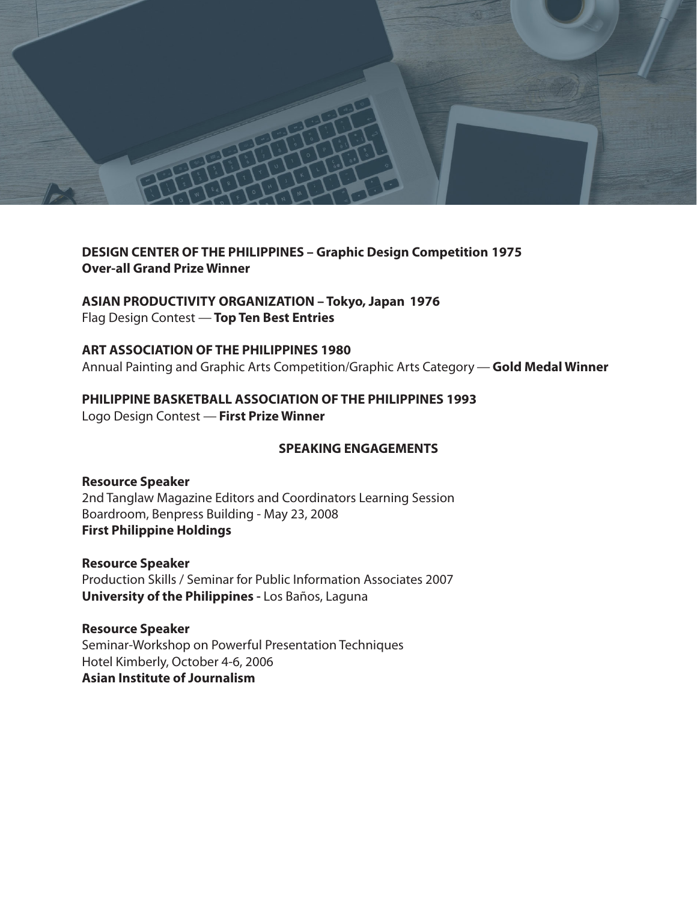**DESIGN CENTER OF THE PHILIPPINES – Graphic Design Competition 1975**
**Over-all Grand Prize Winner**

**ASIAN PRODUCTIVITY ORGANIZATION – Tokyo, Japan 1976**
Flag Design Contest — **Top Ten Best Entries**

**ART ASSOCIATION OF THE PHILIPPINES 1980**
Annual Painting and Graphic Arts Competition/Graphic Arts Category — **Gold Medal Winner**

**PHILIPPINE BASKETBALL ASSOCIATION OF THE PHILIPPINES 1993**
Logo Design Contest — **First Prize Winner**

## SPEAKING ENGAGEMENTS

**Resource Speaker**
2nd Tanglaw Magazine Editors and Coordinators Learning Session
Boardroom, Benpress Building - May 23, 2008
**First Philippine Holdings**

**Resource Speaker**
Production Skills / Seminar for Public Information Associates 2007
**University of the Philippines -** Los Baños, Laguna

**Resource Speaker**
Seminar-Workshop on Powerful Presentation Techniques
Hotel Kimberly, October 4-6, 2006
**Asian Institute of Journalism**